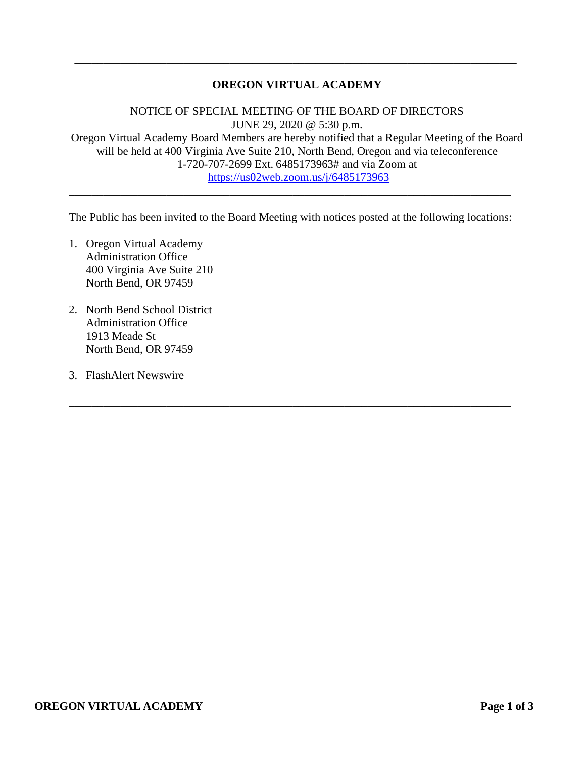---

# OREGON VIRTUAL ACADEMY

NOTICE OF SPECIAL MEETING OF THE BOARD OF DIRECTORS
JUNE 29, 2020 @ 5:30 p.m.
Oregon Virtual Academy Board Members are hereby notified that a Regular Meeting of the Board will be held at 400 Virginia Ave Suite 210, North Bend, Oregon and via teleconference 1-720-707-2699 Ext. 6485173963# and via Zoom at [https://us02web.zoom.us/j/6485173963](https://us02web.zoom.us/j/6485173963)

---

The Public has been invited to the Board Meeting with notices posted at the following locations:

1. Oregon Virtual Academy
   Administration Office
   400 Virginia Ave Suite 210
   North Bend, OR 97459

2. North Bend School District
   Administration Office
   1913 Meade St
   North Bend, OR 97459

3. FlashAlert Newswire

---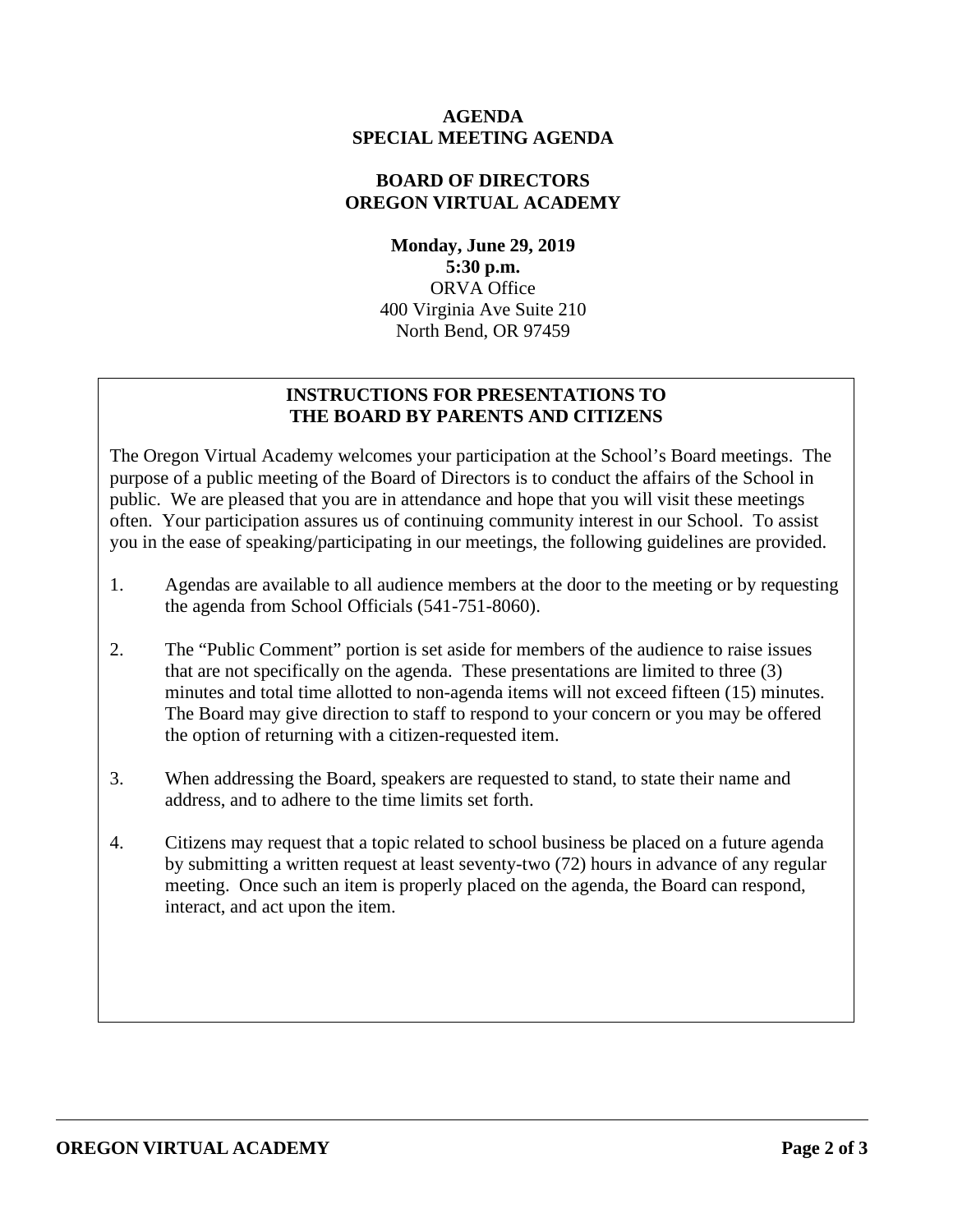# AGENDA
# SPECIAL MEETING AGENDA

## BOARD OF DIRECTORS
## OREGON VIRTUAL ACADEMY

**Monday, June 29, 2019**
**5:30 p.m.**
ORVA Office
400 Virginia Ave Suite 210
North Bend, OR 97459

### INSTRUCTIONS FOR PRESENTATIONS TO THE BOARD BY PARENTS AND CITIZENS

The Oregon Virtual Academy welcomes your participation at the School's Board meetings. The purpose of a public meeting of the Board of Directors is to conduct the affairs of the School in public. We are pleased that you are in attendance and hope that you will visit these meetings often. Your participation assures us of continuing community interest in our School. To assist you in the ease of speaking/participating in our meetings, the following guidelines are provided.

1. Agendas are available to all audience members at the door to the meeting or by requesting the agenda from School Officials (541-751-8060).

2. The "Public Comment" portion is set aside for members of the audience to raise issues that are not specifically on the agenda. These presentations are limited to three (3) minutes and total time allotted to non-agenda items will not exceed fifteen (15) minutes. The Board may give direction to staff to respond to your concern or you may be offered the option of returning with a citizen-requested item.

3. When addressing the Board, speakers are requested to stand, to state their name and address, and to adhere to the time limits set forth.

4. Citizens may request that a topic related to school business be placed on a future agenda by submitting a written request at least seventy-two (72) hours in advance of any regular meeting. Once such an item is properly placed on the agenda, the Board can respond, interact, and act upon the item.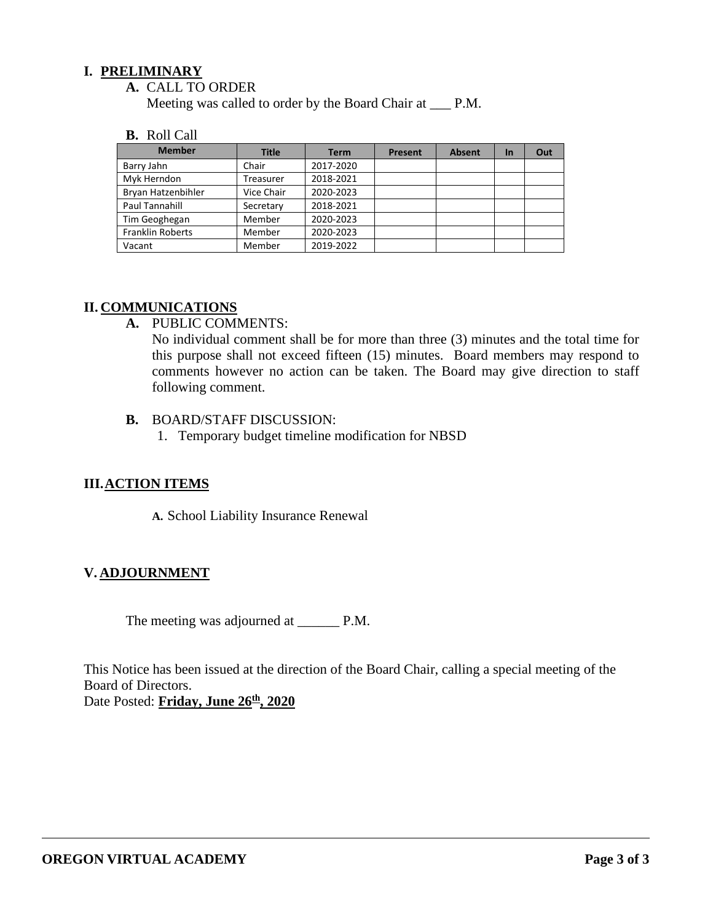## I. PRELIMINARY

**A.** CALL TO ORDER

Meeting was called to order by the Board Chair at ___ P.M.

**B.** Roll Call

| Member | Title | Term | Present | Absent | In | Out |
|---|---|---|---|---|---|---|
| Barry Jahn | Chair | 2017-2020 | | | | |
| Myk Herndon | Treasurer | 2018-2021 | | | | |
| Bryan Hatzenbihler | Vice Chair | 2020-2023 | | | | |
| Paul Tannahill | Secretary | 2018-2021 | | | | |
| Tim Geoghegan | Member | 2020-2023 | | | | |
| Franklin Roberts | Member | 2020-2023 | | | | |
| Vacant | Member | 2019-2022 | | | | |

## II. COMMUNICATIONS

**A.** PUBLIC COMMENTS:

No individual comment shall be for more than three (3) minutes and the total time for this purpose shall not exceed fifteen (15) minutes. Board members may respond to comments however no action can be taken. The Board may give direction to staff following comment.

**B.** BOARD/STAFF DISCUSSION:

1. Temporary budget timeline modification for NBSD

## III. ACTION ITEMS

**A.** School Liability Insurance Renewal

## V. ADJOURNMENT

The meeting was adjourned at ______ P.M.

This Notice has been issued at the direction of the Board Chair, calling a special meeting of the Board of Directors.

Date Posted: **Friday, June 26th, 2020**